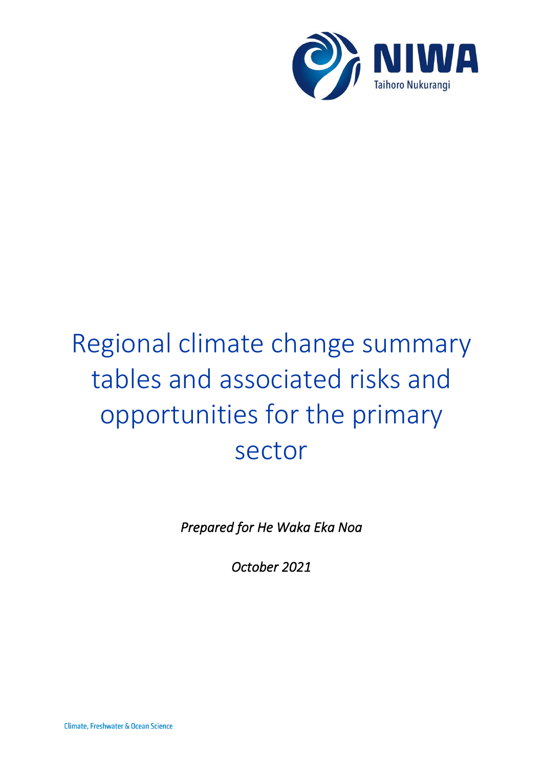NIWA

Taihoro Nukurangi

# Regional climate change summary tables and associated risks and opportunities for the primary sector

*Prepared for He Waka Eka Noa*

*October 2021*

Climate, Freshwater & Ocean Science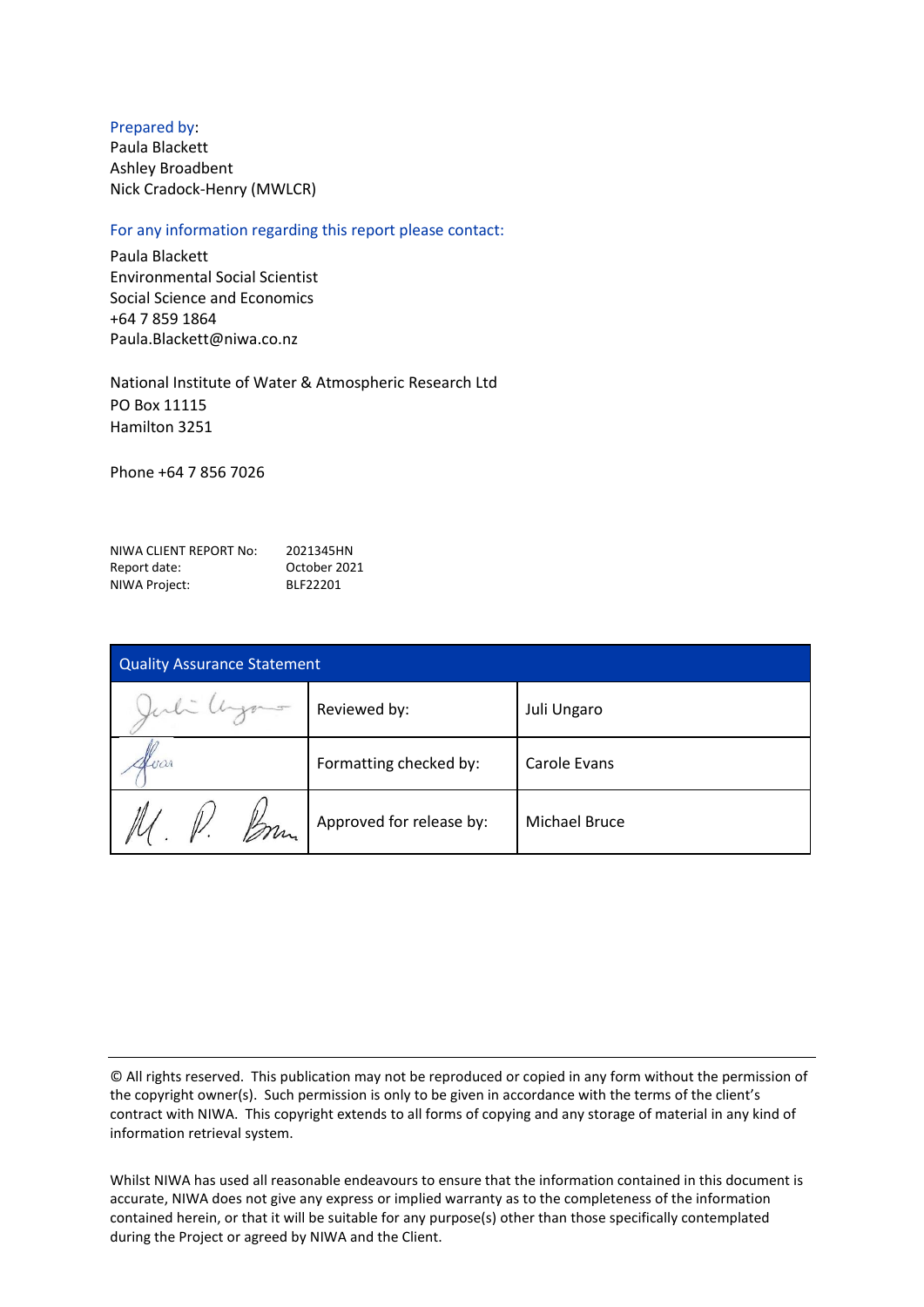Prepared by:
Paula Blackett
Ashley Broadbent
Nick Cradock-Henry (MWLCR)

For any information regarding this report please contact:

Paula Blackett
Environmental Social Scientist
Social Science and Economics
+64 7 859 1864
Paula.Blackett@niwa.co.nz

National Institute of Water & Atmospheric Research Ltd
PO Box 11115
Hamilton 3251

Phone +64 7 856 7026

| | |
|---|---|
| NIWA CLIENT REPORT No: | 2021345HN |
| Report date: | October 2021 |
| NIWA Project: | BLF22201 |

| Quality Assurance Statement | | |
|---|---|---|
| | Reviewed by: | Juli Ungaro |
| | Formatting checked by: | Carole Evans |
| | Approved for release by: | Michael Bruce |

© All rights reserved. This publication may not be reproduced or copied in any form without the permission of the copyright owner(s). Such permission is only to be given in accordance with the terms of the client's contract with NIWA. This copyright extends to all forms of copying and any storage of material in any kind of information retrieval system.

Whilst NIWA has used all reasonable endeavours to ensure that the information contained in this document is accurate, NIWA does not give any express or implied warranty as to the completeness of the information contained herein, or that it will be suitable for any purpose(s) other than those specifically contemplated during the Project or agreed by NIWA and the Client.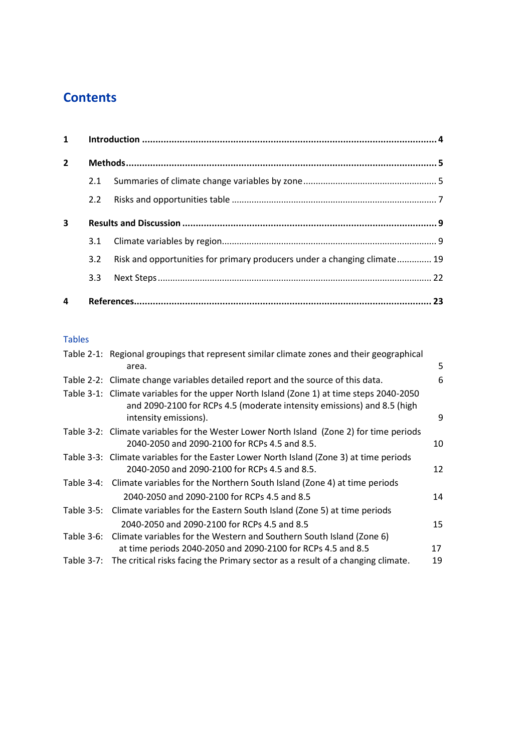## Contents

| | | |
|---|---|---|
| **1** | **Introduction** | **4** |
| **2** | **Methods** | **5** |
| | 2.1 Summaries of climate change variables by zone | 5 |
| | 2.2 Risks and opportunities table | 7 |
| **3** | **Results and Discussion** | **9** |
| | 3.1 Climate variables by region | 9 |
| | 3.2 Risk and opportunities for primary producers under a changing climate | 19 |
| | 3.3 Next Steps | 22 |
| **4** | **References** | **23** |

### Tables

| | | |
|---|---|---|
| Table 2-1: | Regional groupings that represent similar climate zones and their geographical area. | 5 |
| Table 2-2: | Climate change variables detailed report and the source of this data. | 6 |
| Table 3-1: | Climate variables for the upper North Island (Zone 1) at time steps 2040-2050 and 2090-2100 for RCPs 4.5 (moderate intensity emissions) and 8.5 (high intensity emissions). | 9 |
| Table 3-2: | Climate variables for the Wester Lower North Island (Zone 2) for time periods 2040-2050 and 2090-2100 for RCPs 4.5 and 8.5. | 10 |
| Table 3-3: | Climate variables for the Easter Lower North Island (Zone 3) at time periods 2040-2050 and 2090-2100 for RCPs 4.5 and 8.5. | 12 |
| Table 3-4: | Climate variables for the Northern South Island (Zone 4) at time periods 2040-2050 and 2090-2100 for RCPs 4.5 and 8.5 | 14 |
| Table 3-5: | Climate variables for the Eastern South Island (Zone 5) at time periods 2040-2050 and 2090-2100 for RCPs 4.5 and 8.5 | 15 |
| Table 3-6: | Climate variables for the Western and Southern South Island (Zone 6) at time periods 2040-2050 and 2090-2100 for RCPs 4.5 and 8.5 | 17 |
| Table 3-7: | The critical risks facing the Primary sector as a result of a changing climate. | 19 |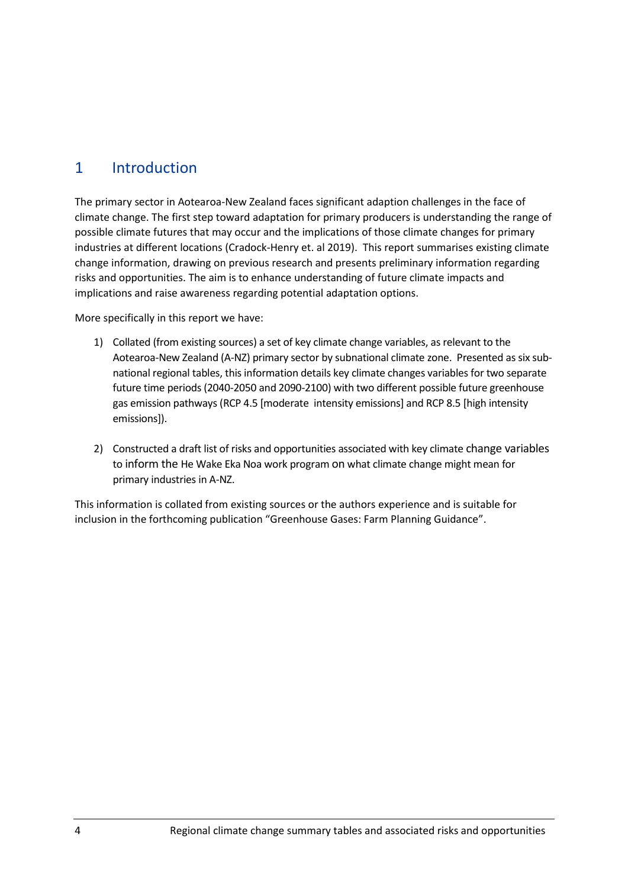# 1 Introduction

The primary sector in Aotearoa-New Zealand faces significant adaption challenges in the face of climate change. The first step toward adaptation for primary producers is understanding the range of possible climate futures that may occur and the implications of those climate changes for primary industries at different locations (Cradock-Henry et. al 2019). This report summarises existing climate change information, drawing on previous research and presents preliminary information regarding risks and opportunities. The aim is to enhance understanding of future climate impacts and implications and raise awareness regarding potential adaptation options.

More specifically in this report we have:

1) Collated (from existing sources) a set of key climate change variables, as relevant to the Aotearoa-New Zealand (A-NZ) primary sector by subnational climate zone. Presented as six sub-national regional tables, this information details key climate changes variables for two separate future time periods (2040-2050 and 2090-2100) with two different possible future greenhouse gas emission pathways (RCP 4.5 [moderate intensity emissions] and RCP 8.5 [high intensity emissions]).

2) Constructed a draft list of risks and opportunities associated with key climate change variables to inform the He Wake Eka Noa work program on what climate change might mean for primary industries in A-NZ.

This information is collated from existing sources or the authors experience and is suitable for inclusion in the forthcoming publication "Greenhouse Gases: Farm Planning Guidance".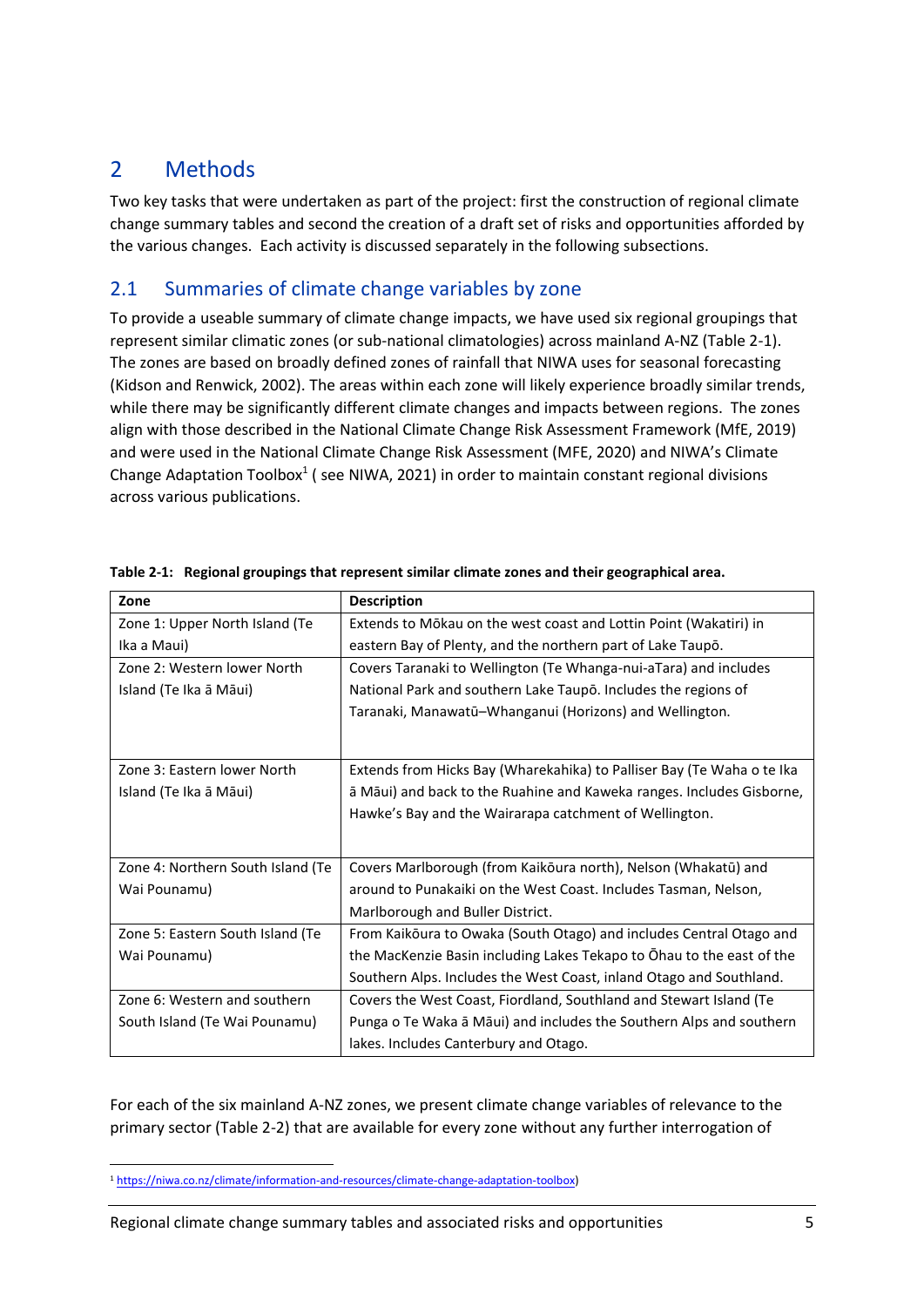# 2 Methods

Two key tasks that were undertaken as part of the project: first the construction of regional climate change summary tables and second the creation of a draft set of risks and opportunities afforded by the various changes. Each activity is discussed separately in the following subsections.

## 2.1 Summaries of climate change variables by zone

To provide a useable summary of climate change impacts, we have used six regional groupings that represent similar climatic zones (or sub-national climatologies) across mainland A-NZ (Table 2-1). The zones are based on broadly defined zones of rainfall that NIWA uses for seasonal forecasting (Kidson and Renwick, 2002). The areas within each zone will likely experience broadly similar trends, while there may be significantly different climate changes and impacts between regions. The zones align with those described in the National Climate Change Risk Assessment Framework (MfE, 2019) and were used in the National Climate Change Risk Assessment (MFE, 2020) and NIWA's Climate Change Adaptation Toolbox[1] ( see NIWA, 2021) in order to maintain constant regional divisions across various publications.

**Table 2-1: Regional groupings that represent similar climate zones and their geographical area.**

| Zone | Description |
|---|---|
| Zone 1: Upper North Island (Te Ika a Maui) | Extends to Mōkau on the west coast and Lottin Point (Wakatiri) in eastern Bay of Plenty, and the northern part of Lake Taupō. |
| Zone 2: Western lower North Island (Te Ika ā Māui) | Covers Taranaki to Wellington (Te Whanga-nui-aTara) and includes National Park and southern Lake Taupō. Includes the regions of Taranaki, Manawatū–Whanganui (Horizons) and Wellington. |
| Zone 3: Eastern lower North Island (Te Ika ā Māui) | Extends from Hicks Bay (Wharekahika) to Palliser Bay (Te Waha o te Ika ā Māui) and back to the Ruahine and Kaweka ranges. Includes Gisborne, Hawke's Bay and the Wairarapa catchment of Wellington. |
| Zone 4: Northern South Island (Te Wai Pounamu) | Covers Marlborough (from Kaikōura north), Nelson (Whakatū) and around to Punakaiki on the West Coast. Includes Tasman, Nelson, Marlborough and Buller District. |
| Zone 5: Eastern South Island (Te Wai Pounamu) | From Kaikōura to Owaka (South Otago) and includes Central Otago and the MacKenzie Basin including Lakes Tekapo to Ōhau to the east of the Southern Alps. Includes the West Coast, inland Otago and Southland. |
| Zone 6: Western and southern South Island (Te Wai Pounamu) | Covers the West Coast, Fiordland, Southland and Stewart Island (Te Punga o Te Waka ā Māui) and includes the Southern Alps and southern lakes. Includes Canterbury and Otago. |

For each of the six mainland A-NZ zones, we present climate change variables of relevance to the primary sector (Table 2-2) that are available for every zone without any further interrogation of

[1] https://niwa.co.nz/climate/information-and-resources/climate-change-adaptation-toolbox)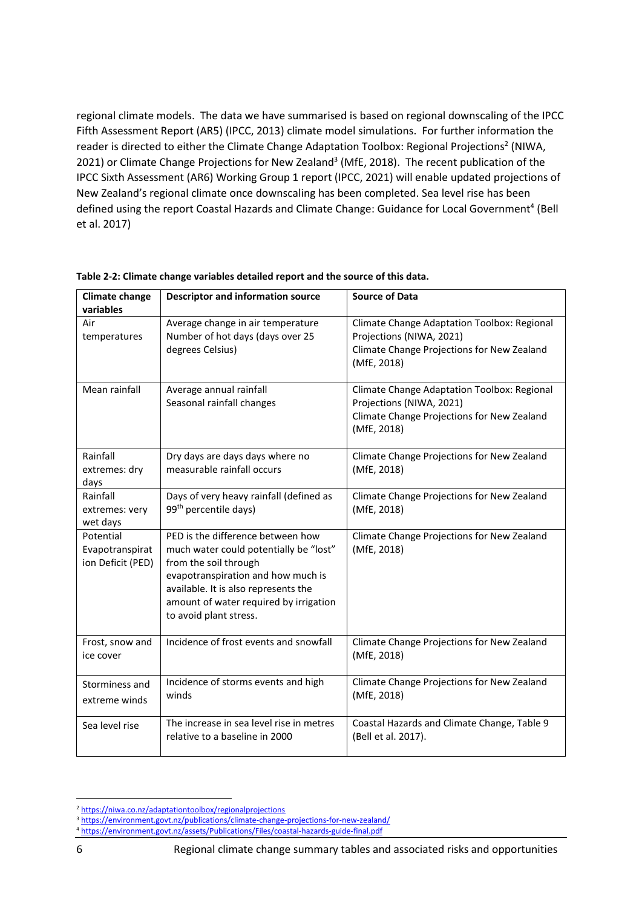regional climate models. The data we have summarised is based on regional downscaling of the IPCC Fifth Assessment Report (AR5) (IPCC, 2013) climate model simulations. For further information the reader is directed to either the Climate Change Adaptation Toolbox: Regional Projections[2] (NIWA, 2021) or Climate Change Projections for New Zealand[3] (MfE, 2018). The recent publication of the IPCC Sixth Assessment (AR6) Working Group 1 report (IPCC, 2021) will enable updated projections of New Zealand's regional climate once downscaling has been completed. Sea level rise has been defined using the report Coastal Hazards and Climate Change: Guidance for Local Government[4] (Bell et al. 2017)

**Table 2-2: Climate change variables detailed report and the source of this data.**

| Climate change variables | Descriptor and information source | Source of Data |
|---|---|---|
| Air temperatures | Average change in air temperature<br>Number of hot days (days over 25 degrees Celsius) | Climate Change Adaptation Toolbox: Regional Projections (NIWA, 2021)<br>Climate Change Projections for New Zealand (MfE, 2018) |
| Mean rainfall | Average annual rainfall<br>Seasonal rainfall changes | Climate Change Adaptation Toolbox: Regional Projections (NIWA, 2021)<br>Climate Change Projections for New Zealand (MfE, 2018) |
| Rainfall extremes: dry days | Dry days are days days where no measurable rainfall occurs | Climate Change Projections for New Zealand (MfE, 2018) |
| Rainfall extremes: very wet days | Days of very heavy rainfall (defined as 99th percentile days) | Climate Change Projections for New Zealand (MfE, 2018) |
| Potential Evapotranspiration Deficit (PED) | PED is the difference between how much water could potentially be "lost" from the soil through evapotranspiration and how much is available. It is also represents the amount of water required by irrigation to avoid plant stress. | Climate Change Projections for New Zealand (MfE, 2018) |
| Frost, snow and ice cover | Incidence of frost events and snowfall | Climate Change Projections for New Zealand (MfE, 2018) |
| Storminess and extreme winds | Incidence of storms events and high winds | Climate Change Projections for New Zealand (MfE, 2018) |
| Sea level rise | The increase in sea level rise in metres relative to a baseline in 2000 | Coastal Hazards and Climate Change, Table 9 (Bell et al. 2017). |

[2] https://niwa.co.nz/adaptationtoolbox/regionalprojections
[3] https://environment.govt.nz/publications/climate-change-projections-for-new-zealand/
[4] https://environment.govt.nz/assets/Publications/Files/coastal-hazards-guide-final.pdf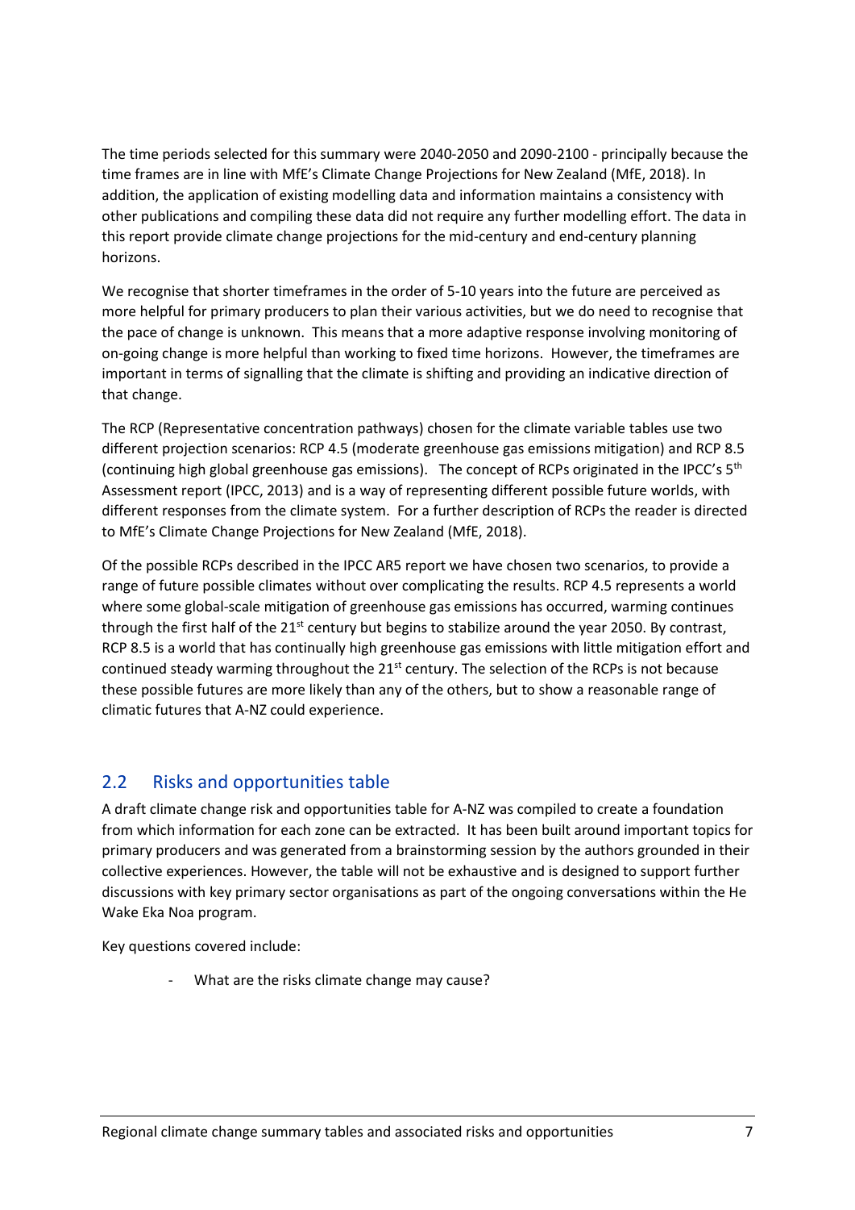The time periods selected for this summary were 2040-2050 and 2090-2100 - principally because the time frames are in line with MfE's Climate Change Projections for New Zealand (MfE, 2018). In addition, the application of existing modelling data and information maintains a consistency with other publications and compiling these data did not require any further modelling effort. The data in this report provide climate change projections for the mid-century and end-century planning horizons.

We recognise that shorter timeframes in the order of 5-10 years into the future are perceived as more helpful for primary producers to plan their various activities, but we do need to recognise that the pace of change is unknown. This means that a more adaptive response involving monitoring of on-going change is more helpful than working to fixed time horizons. However, the timeframes are important in terms of signalling that the climate is shifting and providing an indicative direction of that change.

The RCP (Representative concentration pathways) chosen for the climate variable tables use two different projection scenarios: RCP 4.5 (moderate greenhouse gas emissions mitigation) and RCP 8.5 (continuing high global greenhouse gas emissions). The concept of RCPs originated in the IPCC's 5th Assessment report (IPCC, 2013) and is a way of representing different possible future worlds, with different responses from the climate system. For a further description of RCPs the reader is directed to MfE's Climate Change Projections for New Zealand (MfE, 2018).

Of the possible RCPs described in the IPCC AR5 report we have chosen two scenarios, to provide a range of future possible climates without over complicating the results. RCP 4.5 represents a world where some global-scale mitigation of greenhouse gas emissions has occurred, warming continues through the first half of the 21st century but begins to stabilize around the year 2050. By contrast, RCP 8.5 is a world that has continually high greenhouse gas emissions with little mitigation effort and continued steady warming throughout the 21st century. The selection of the RCPs is not because these possible futures are more likely than any of the others, but to show a reasonable range of climatic futures that A-NZ could experience.

## 2.2 Risks and opportunities table

A draft climate change risk and opportunities table for A-NZ was compiled to create a foundation from which information for each zone can be extracted. It has been built around important topics for primary producers and was generated from a brainstorming session by the authors grounded in their collective experiences. However, the table will not be exhaustive and is designed to support further discussions with key primary sector organisations as part of the ongoing conversations within the He Wake Eka Noa program.

Key questions covered include:

- What are the risks climate change may cause?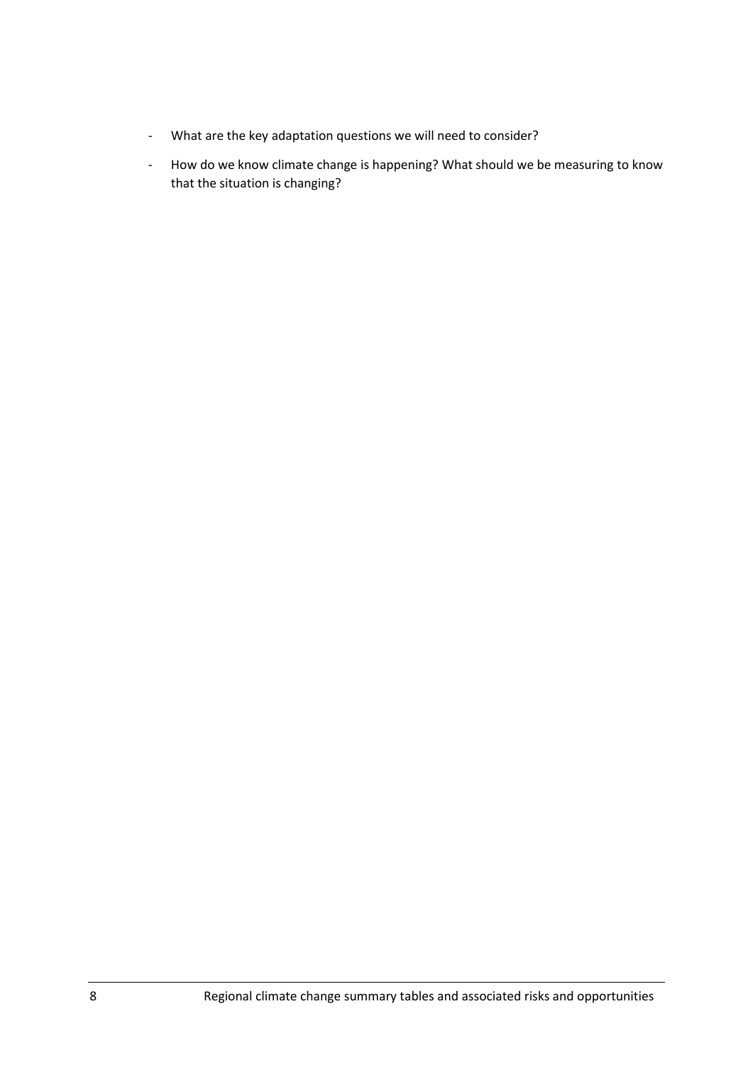- What are the key adaptation questions we will need to consider?
- How do we know climate change is happening? What should we be measuring to know that the situation is changing?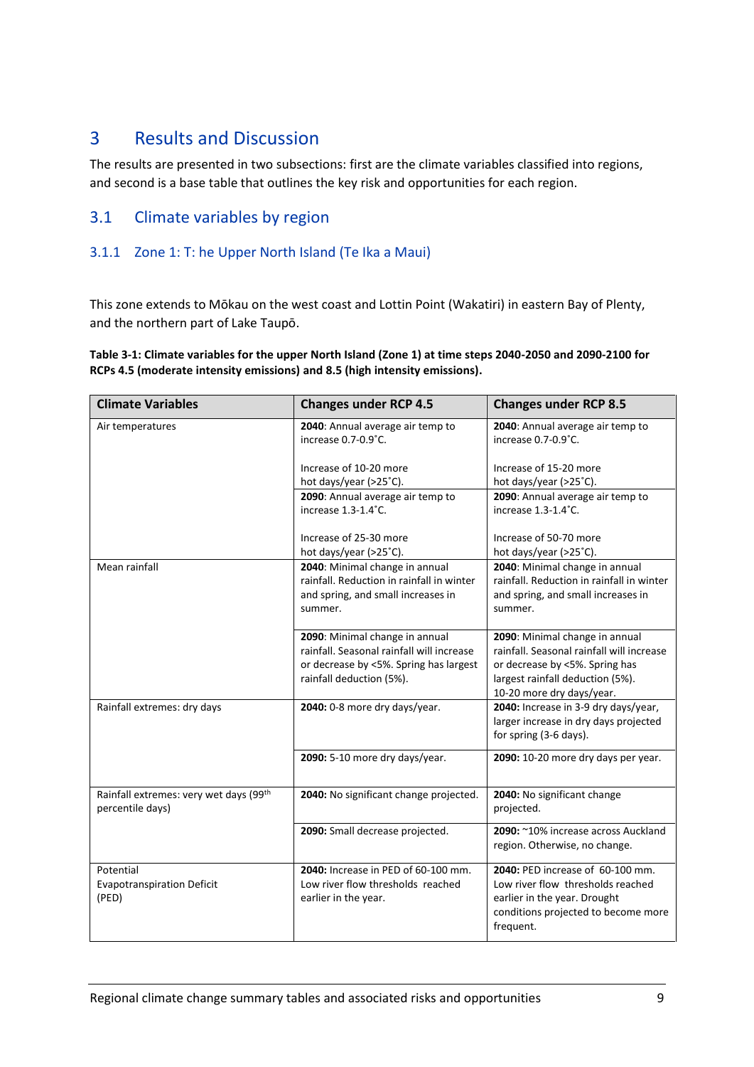# 3 Results and Discussion

The results are presented in two subsections: first are the climate variables classified into regions, and second is a base table that outlines the key risk and opportunities for each region.

## 3.1 Climate variables by region

### 3.1.1 Zone 1: T: he Upper North Island (Te Ika a Maui)

This zone extends to Mōkau on the west coast and Lottin Point (Wakatiri) in eastern Bay of Plenty, and the northern part of Lake Taupō.

**Table 3-1: Climate variables for the upper North Island (Zone 1) at time steps 2040-2050 and 2090-2100 for RCPs 4.5 (moderate intensity emissions) and 8.5 (high intensity emissions).**

| Climate Variables | Changes under RCP 4.5 | Changes under RCP 8.5 |
|---|---|---|
| Air temperatures | **2040**: Annual average air temp to increase 0.7-0.9˚C. Increase of 10-20 more hot days/year (>25˚C). | **2040**: Annual average air temp to increase 0.7-0.9˚C. Increase of 15-20 more hot days/year (>25˚C). |
| | **2090**: Annual average air temp to increase 1.3-1.4˚C. Increase of 25-30 more hot days/year (>25˚C). | **2090**: Annual average air temp to increase 1.3-1.4˚C. Increase of 50-70 more hot days/year (>25˚C). |
| Mean rainfall | **2040**: Minimal change in annual rainfall. Reduction in rainfall in winter and spring, and small increases in summer. | **2040**: Minimal change in annual rainfall. Reduction in rainfall in winter and spring, and small increases in summer. |
| | **2090**: Minimal change in annual rainfall. Seasonal rainfall will increase or decrease by <5%. Spring has largest rainfall deduction (5%). | **2090**: Minimal change in annual rainfall. Seasonal rainfall will increase or decrease by <5%. Spring has largest rainfall deduction (5%). 10-20 more dry days/year. |
| Rainfall extremes: dry days | **2040:** 0-8 more dry days/year. | **2040:** Increase in 3-9 dry days/year, larger increase in dry days projected for spring (3-6 days). |
| | **2090:** 5-10 more dry days/year. | **2090:** 10-20 more dry days per year. |
| Rainfall extremes: very wet days (99th percentile days) | **2040:** No significant change projected. | **2040:** No significant change projected. |
| | **2090:** Small decrease projected. | **2090:** ~10% increase across Auckland region. Otherwise, no change. |
| Potential Evapotranspiration Deficit (PED) | **2040:** Increase in PED of 60-100 mm. Low river flow thresholds reached earlier in the year. | **2040:** PED increase of 60-100 mm. Low river flow thresholds reached earlier in the year. Drought conditions projected to become more frequent. |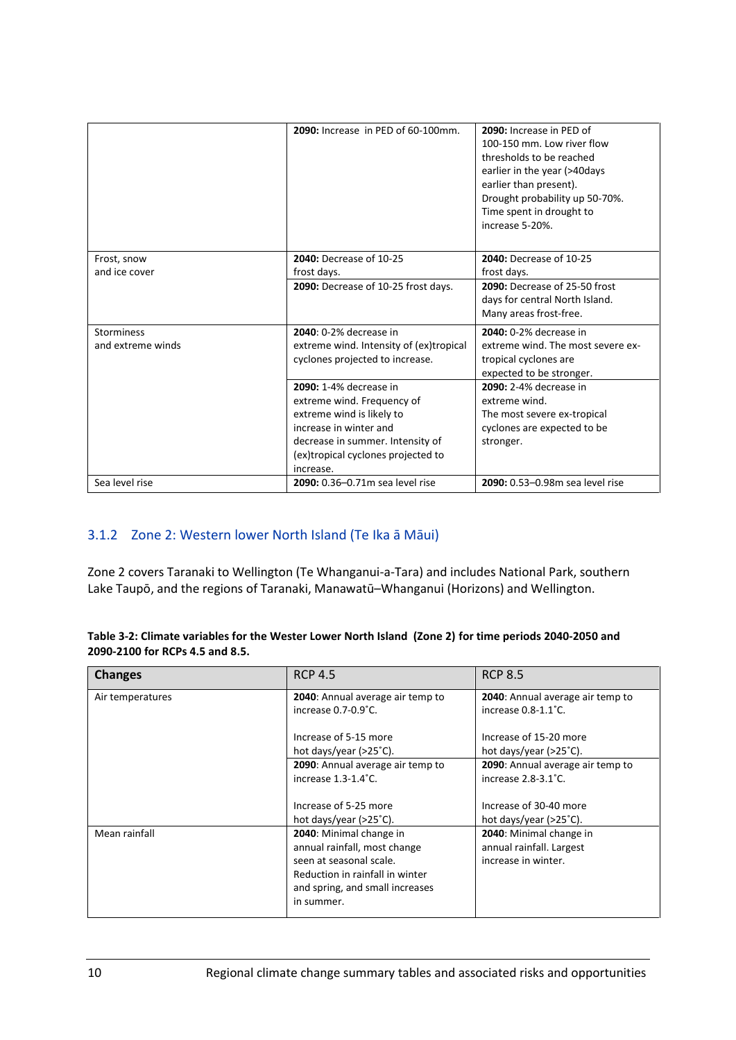| | | |
|---|---|---|
| | **2090:** Increase in PED of 60-100mm. | **2090:** Increase in PED of 100-150 mm. Low river flow thresholds to be reached earlier in the year (>40days earlier than present). Drought probability up 50-70%. Time spent in drought to increase 5-20%. |
| Frost, snow and ice cover | **2040:** Decrease of 10-25 frost days. | **2040:** Decrease of 10-25 frost days. |
| | **2090:** Decrease of 10-25 frost days. | **2090:** Decrease of 25-50 frost days for central North Island. Many areas frost-free. |
| Storminess and extreme winds | **2040**: 0-2% decrease in extreme wind. Intensity of (ex)tropical cyclones projected to increase. | **2040:** 0-2% decrease in extreme wind. The most severe ex-tropical cyclones are expected to be stronger. |
| | **2090:** 1-4% decrease in extreme wind. Frequency of extreme wind is likely to increase in winter and decrease in summer. Intensity of (ex)tropical cyclones projected to increase. | **2090:** 2-4% decrease in extreme wind. The most severe ex-tropical cyclones are expected to be stronger. |
| Sea level rise | **2090:** 0.36–0.71m sea level rise | **2090:** 0.53–0.98m sea level rise |

### 3.1.2 Zone 2: Western lower North Island (Te Ika ā Māui)

Zone 2 covers Taranaki to Wellington (Te Whanganui-a-Tara) and includes National Park, southern Lake Taupō, and the regions of Taranaki, Manawatū–Whanganui (Horizons) and Wellington.

**Table 3-2: Climate variables for the Wester Lower North Island (Zone 2) for time periods 2040-2050 and 2090-2100 for RCPs 4.5 and 8.5.**

| **Changes** | RCP 4.5 | RCP 8.5 |
|---|---|---|
| Air temperatures | **2040**: Annual average air temp to increase 0.7-0.9˚C.<br><br>Increase of 5-15 more hot days/year (>25˚C). | **2040**: Annual average air temp to increase 0.8-1.1˚C.<br><br>Increase of 15-20 more hot days/year (>25˚C). |
| | **2090**: Annual average air temp to increase 1.3-1.4˚C.<br><br>Increase of 5-25 more hot days/year (>25˚C). | **2090**: Annual average air temp to increase 2.8-3.1˚C.<br><br>Increase of 30-40 more hot days/year (>25˚C). |
| Mean rainfall | **2040**: Minimal change in annual rainfall, most change seen at seasonal scale. Reduction in rainfall in winter and spring, and small increases in summer. | **2040**: Minimal change in annual rainfall. Largest increase in winter. |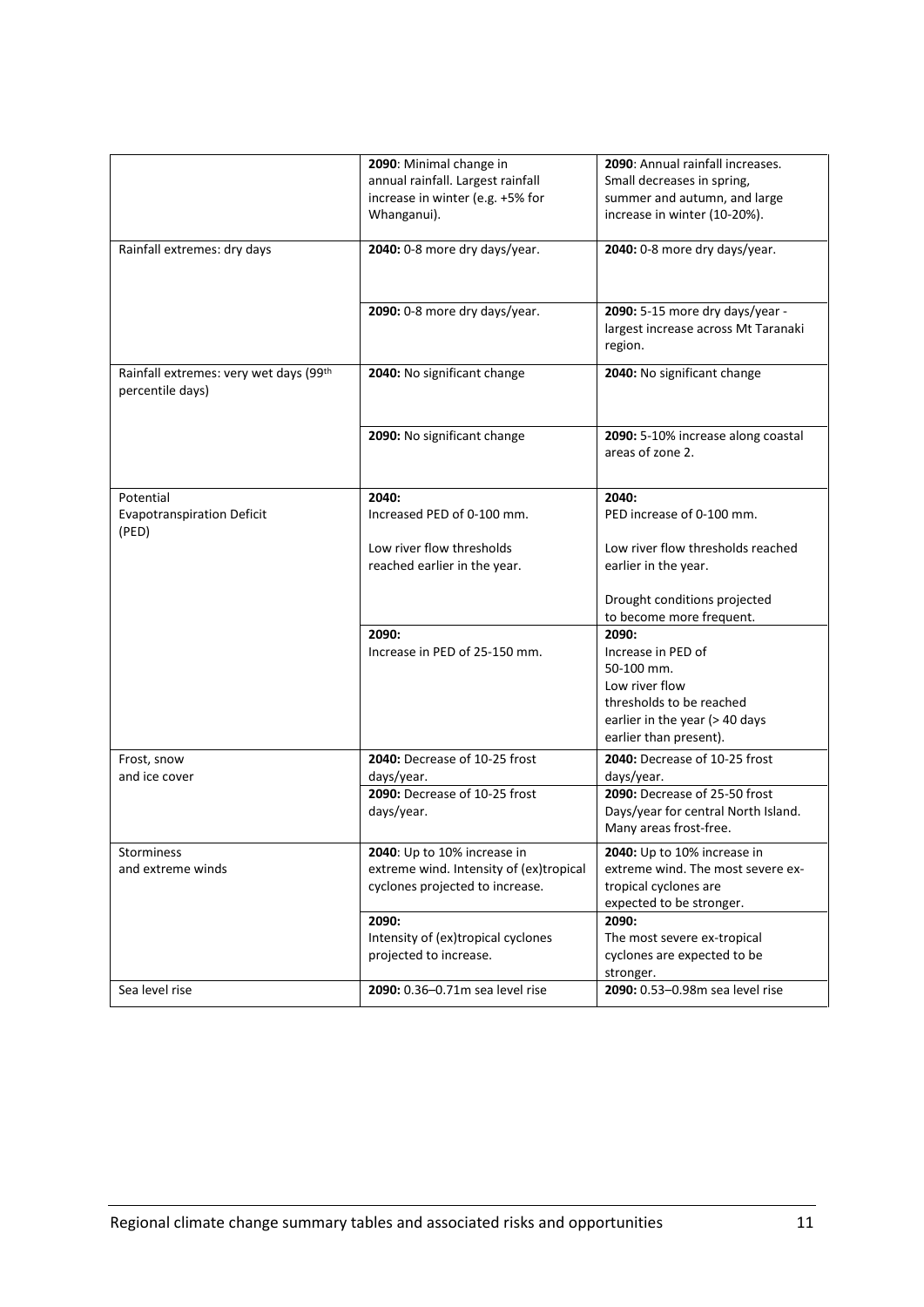| | | |
|---|---|---|
| | **2090**: Minimal change in annual rainfall. Largest rainfall increase in winter (e.g. +5% for Whanganui). | **2090**: Annual rainfall increases. Small decreases in spring, summer and autumn, and large increase in winter (10-20%). |
| Rainfall extremes: dry days | **2040:** 0-8 more dry days/year. | **2040:** 0-8 more dry days/year. |
| | **2090:** 0-8 more dry days/year. | **2090:** 5-15 more dry days/year - largest increase across Mt Taranaki region. |
| Rainfall extremes: very wet days (99th percentile days) | **2040:** No significant change | **2040:** No significant change |
| | **2090:** No significant change | **2090:** 5-10% increase along coastal areas of zone 2. |
| Potential Evapotranspiration Deficit (PED) | **2040:** Increased PED of 0-100 mm. Low river flow thresholds reached earlier in the year. | **2040:** PED increase of 0-100 mm. Low river flow thresholds reached earlier in the year. Drought conditions projected to become more frequent. |
| | **2090:** Increase in PED of 25-150 mm. | **2090:** Increase in PED of 50-100 mm. Low river flow thresholds to be reached earlier in the year (> 40 days earlier than present). |
| Frost, snow and ice cover | **2040:** Decrease of 10-25 frost days/year. | **2040:** Decrease of 10-25 frost days/year. |
| | **2090:** Decrease of 10-25 frost days/year. | **2090:** Decrease of 25-50 frost Days/year for central North Island. Many areas frost-free. |
| Storminess and extreme winds | **2040**: Up to 10% increase in extreme wind. Intensity of (ex)tropical cyclones projected to increase. | **2040:** Up to 10% increase in extreme wind. The most severe ex-tropical cyclones are expected to be stronger. |
| | **2090:** Intensity of (ex)tropical cyclones projected to increase. | **2090:** The most severe ex-tropical cyclones are expected to be stronger. |
| Sea level rise | **2090:** 0.36–0.71m sea level rise | **2090:** 0.53–0.98m sea level rise |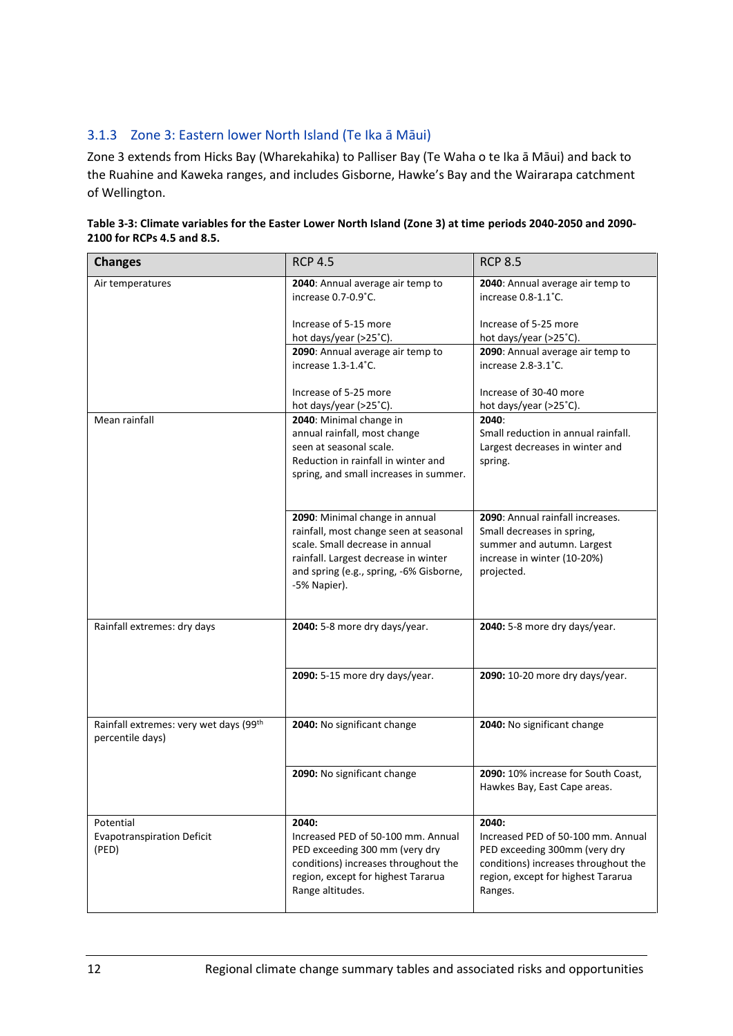### 3.1.3 Zone 3: Eastern lower North Island (Te Ika ā Māui)

Zone 3 extends from Hicks Bay (Wharekahika) to Palliser Bay (Te Waha o te Ika ā Māui) and back to the Ruahine and Kaweka ranges, and includes Gisborne, Hawke's Bay and the Wairarapa catchment of Wellington.

**Table 3-3: Climate variables for the Easter Lower North Island (Zone 3) at time periods 2040-2050 and 2090-2100 for RCPs 4.5 and 8.5.**

| **Changes** | RCP 4.5 | RCP 8.5 |
|---|---|---|
| Air temperatures | **2040**: Annual average air temp to increase 0.7-0.9˚C.<br><br>Increase of 5-15 more hot days/year (>25˚C). | **2040**: Annual average air temp to increase 0.8-1.1˚C.<br><br>Increase of 5-25 more hot days/year (>25˚C). |
| | **2090**: Annual average air temp to increase 1.3-1.4˚C.<br><br>Increase of 5-25 more hot days/year (>25˚C). | **2090**: Annual average air temp to increase 2.8-3.1˚C.<br><br>Increase of 30-40 more hot days/year (>25˚C). |
| Mean rainfall | **2040**: Minimal change in annual rainfall, most change seen at seasonal scale. Reduction in rainfall in winter and spring, and small increases in summer. | **2040**: Small reduction in annual rainfall. Largest decreases in winter and spring. |
| | **2090**: Minimal change in annual rainfall, most change seen at seasonal scale. Small decrease in annual rainfall. Largest decrease in winter and spring (e.g., spring, -6% Gisborne, -5% Napier). | **2090**: Annual rainfall increases. Small decreases in spring, summer and autumn. Largest increase in winter (10-20%) projected. |
| Rainfall extremes: dry days | **2040:** 5-8 more dry days/year. | **2040:** 5-8 more dry days/year. |
| | **2090:** 5-15 more dry days/year. | **2090:** 10-20 more dry days/year. |
| Rainfall extremes: very wet days (99th percentile days) | **2040:** No significant change | **2040:** No significant change |
| | **2090:** No significant change | **2090:** 10% increase for South Coast, Hawkes Bay, East Cape areas. |
| Potential Evapotranspiration Deficit (PED) | **2040:**<br>Increased PED of 50-100 mm. Annual PED exceeding 300 mm (very dry conditions) increases throughout the region, except for highest Tararua Range altitudes. | **2040:**<br>Increased PED of 50-100 mm. Annual PED exceeding 300mm (very dry conditions) increases throughout the region, except for highest Tararua Ranges. |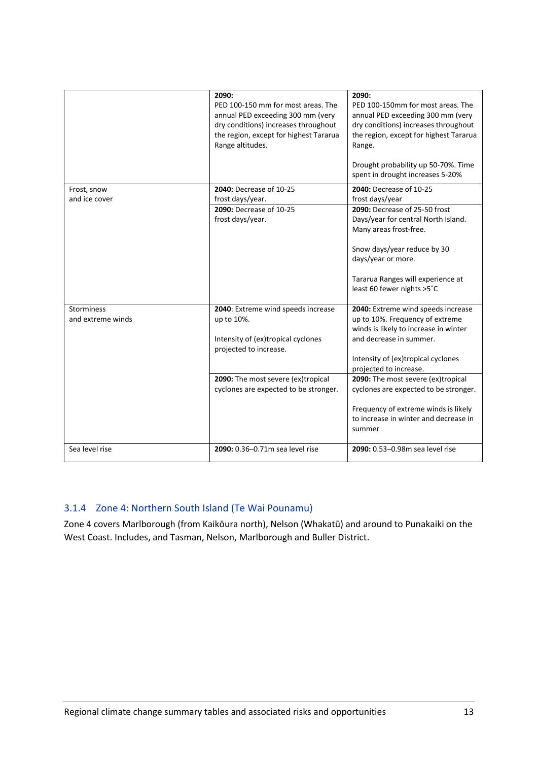| | | |
|---|---|---|
| | **2090:** PED 100-150 mm for most areas. The annual PED exceeding 300 mm (very dry conditions) increases throughout the region, except for highest Tararua Range altitudes. | **2090:** PED 100-150mm for most areas. The annual PED exceeding 300 mm (very dry conditions) increases throughout the region, except for highest Tararua Range.<br><br>Drought probability up 50-70%. Time spent in drought increases 5-20% |
| Frost, snow and ice cover | **2040:** Decrease of 10-25 frost days/year. | **2040:** Decrease of 10-25 frost days/year |
| | **2090:** Decrease of 10-25 frost days/year. | **2090:** Decrease of 25-50 frost Days/year for central North Island. Many areas frost-free.<br><br>Snow days/year reduce by 30 days/year or more.<br><br>Tararua Ranges will experience at least 60 fewer nights >5˚C |
| Storminess and extreme winds | **2040**: Extreme wind speeds increase up to 10%.<br><br>Intensity of (ex)tropical cyclones projected to increase. | **2040:** Extreme wind speeds increase up to 10%. Frequency of extreme winds is likely to increase in winter and decrease in summer.<br><br>Intensity of (ex)tropical cyclones projected to increase. |
| | **2090:** The most severe (ex)tropical cyclones are expected to be stronger. | **2090:** The most severe (ex)tropical cyclones are expected to be stronger.<br><br>Frequency of extreme winds is likely to increase in winter and decrease in summer |
| Sea level rise | **2090:** 0.36–0.71m sea level rise | **2090:** 0.53–0.98m sea level rise |

### 3.1.4 Zone 4: Northern South Island (Te Wai Pounamu)

Zone 4 covers Marlborough (from Kaikōura north), Nelson (Whakatū) and around to Punakaiki on the West Coast. Includes, and Tasman, Nelson, Marlborough and Buller District.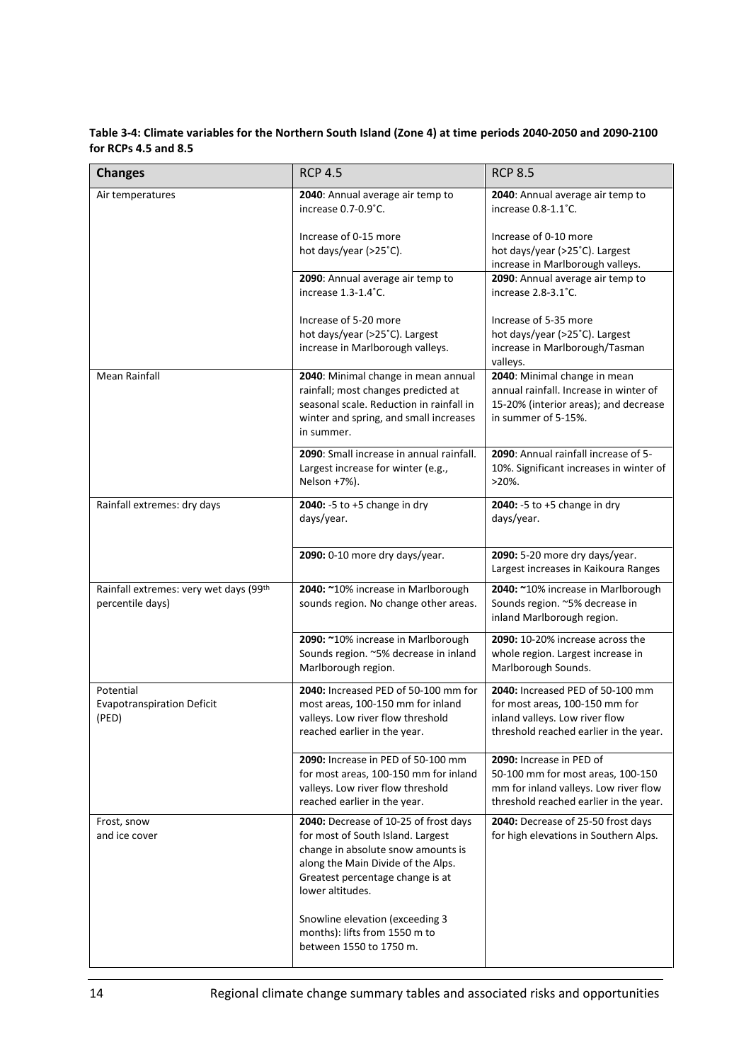**Table 3-4: Climate variables for the Northern South Island (Zone 4) at time periods 2040-2050 and 2090-2100 for RCPs 4.5 and 8.5**

| Changes | RCP 4.5 | RCP 8.5 |
|---|---|---|
| Air temperatures | **2040**: Annual average air temp to increase 0.7-0.9˚C.<br><br>Increase of 0-15 more hot days/year (>25˚C). | **2040**: Annual average air temp to increase 0.8-1.1˚C.<br><br>Increase of 0-10 more hot days/year (>25˚C). Largest increase in Marlborough valleys. |
| | **2090**: Annual average air temp to increase 1.3-1.4˚C.<br><br>Increase of 5-20 more hot days/year (>25˚C). Largest increase in Marlborough valleys. | **2090**: Annual average air temp to increase 2.8-3.1˚C.<br><br>Increase of 5-35 more hot days/year (>25˚C). Largest increase in Marlborough/Tasman valleys. |
| Mean Rainfall | **2040**: Minimal change in mean annual rainfall; most changes predicted at seasonal scale. Reduction in rainfall in winter and spring, and small increases in summer. | **2040**: Minimal change in mean annual rainfall. Increase in winter of 15-20% (interior areas); and decrease in summer of 5-15%. |
| | **2090**: Small increase in annual rainfall. Largest increase for winter (e.g., Nelson +7%). | **2090**: Annual rainfall increase of 5-10%. Significant increases in winter of >20%. |
| Rainfall extremes: dry days | **2040:** -5 to +5 change in dry days/year. | **2040:** -5 to +5 change in dry days/year. |
| | **2090:** 0-10 more dry days/year. | **2090:** 5-20 more dry days/year. Largest increases in Kaikoura Ranges |
| Rainfall extremes: very wet days (99th percentile days) | **2040:** ~10% increase in Marlborough sounds region. No change other areas. | **2040:** ~10% increase in Marlborough Sounds region. ~5% decrease in inland Marlborough region. |
| | **2090:** ~10% increase in Marlborough Sounds region. ~5% decrease in inland Marlborough region. | **2090:** 10-20% increase across the whole region. Largest increase in Marlborough Sounds. |
| Potential Evapotranspiration Deficit (PED) | **2040:** Increased PED of 50-100 mm for most areas, 100-150 mm for inland valleys. Low river flow threshold reached earlier in the year. | **2040:** Increased PED of 50-100 mm for most areas, 100-150 mm for inland valleys. Low river flow threshold reached earlier in the year. |
| | **2090:** Increase in PED of 50-100 mm for most areas, 100-150 mm for inland valleys. Low river flow threshold reached earlier in the year. | **2090:** Increase in PED of 50-100 mm for most areas, 100-150 mm for inland valleys. Low river flow threshold reached earlier in the year. |
| Frost, snow and ice cover | **2040:** Decrease of 10-25 of frost days for most of South Island. Largest change in absolute snow amounts is along the Main Divide of the Alps. Greatest percentage change is at lower altitudes.<br><br>Snowline elevation (exceeding 3 months): lifts from 1550 m to between 1550 to 1750 m. | **2040:** Decrease of 25-50 frost days for high elevations in Southern Alps. |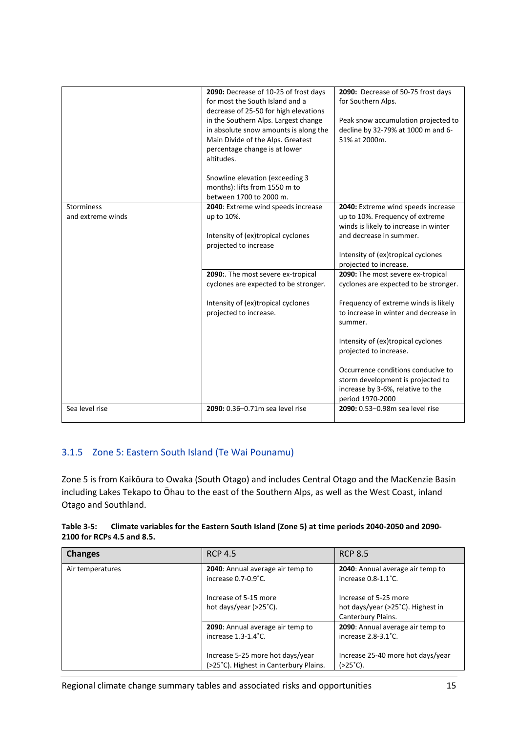| | | |
|---|---|---|
| | **2090:** Decrease of 10-25 of frost days for most the South Island and a decrease of 25-50 for high elevations in the Southern Alps. Largest change in absolute snow amounts is along the Main Divide of the Alps. Greatest percentage change is at lower altitudes.<br><br>Snowline elevation (exceeding 3 months): lifts from 1550 m to between 1700 to 2000 m. | **2090:** Decrease of 50-75 frost days for Southern Alps.<br><br>Peak snow accumulation projected to decline by 32-79% at 1000 m and 6-51% at 2000m. |
| Storminess and extreme winds | **2040**: Extreme wind speeds increase up to 10%.<br><br>Intensity of (ex)tropical cyclones projected to increase | **2040:** Extreme wind speeds increase up to 10%. Frequency of extreme winds is likely to increase in winter and decrease in summer.<br><br>Intensity of (ex)tropical cyclones projected to increase. |
| | **2090:**. The most severe ex-tropical cyclones are expected to be stronger.<br><br>Intensity of (ex)tropical cyclones projected to increase. | **2090:** The most severe ex-tropical cyclones are expected to be stronger.<br><br>Frequency of extreme winds is likely to increase in winter and decrease in summer.<br><br>Intensity of (ex)tropical cyclones projected to increase.<br><br>Occurrence conditions conducive to storm development is projected to increase by 3-6%, relative to the period 1970-2000 |
| Sea level rise | **2090:** 0.36–0.71m sea level rise | **2090:** 0.53–0.98m sea level rise |

### 3.1.5 Zone 5: Eastern South Island (Te Wai Pounamu)

Zone 5 is from Kaikōura to Owaka (South Otago) and includes Central Otago and the MacKenzie Basin including Lakes Tekapo to Ōhau to the east of the Southern Alps, as well as the West Coast, inland Otago and Southland.

**Table 3-5: Climate variables for the Eastern South Island (Zone 5) at time periods 2040-2050 and 2090-2100 for RCPs 4.5 and 8.5.**

| **Changes** | RCP 4.5 | RCP 8.5 |
|---|---|---|
| Air temperatures | **2040**: Annual average air temp to increase 0.7-0.9˚C.<br><br>Increase of 5-15 more hot days/year (>25˚C). | **2040**: Annual average air temp to increase 0.8-1.1˚C.<br><br>Increase of 5-25 more hot days/year (>25˚C). Highest in Canterbury Plains. |
| | **2090**: Annual average air temp to increase 1.3-1.4˚C.<br><br>Increase 5-25 more hot days/year (>25˚C). Highest in Canterbury Plains. | **2090**: Annual average air temp to increase 2.8-3.1˚C.<br><br>Increase 25-40 more hot days/year (>25˚C). |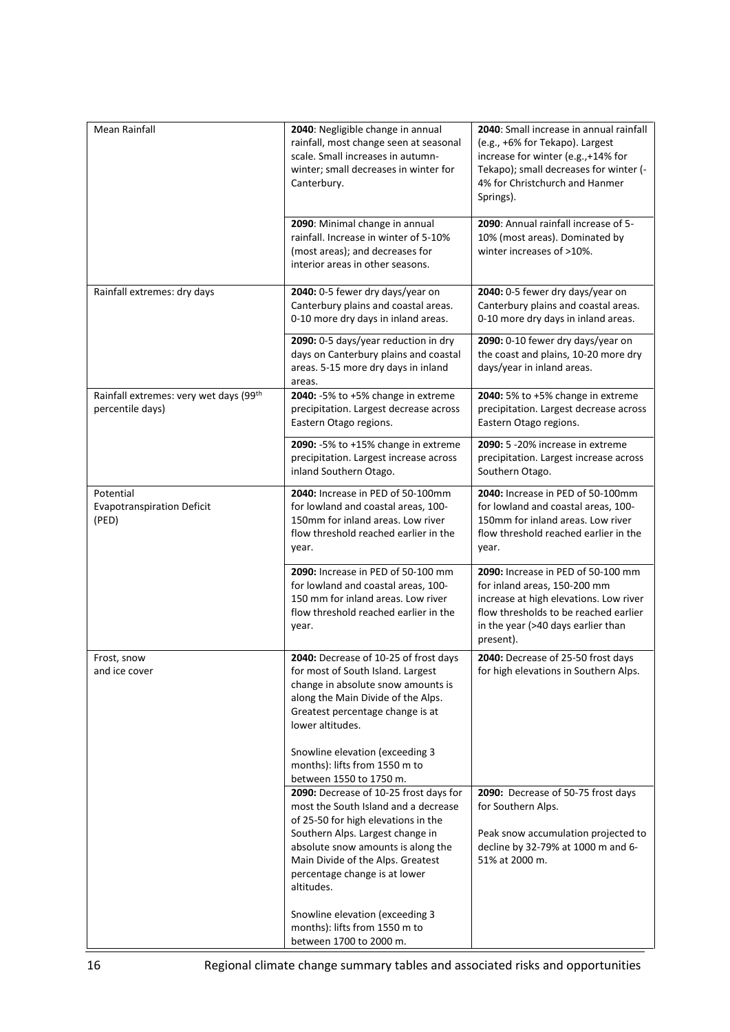| | | |
|---|---|---|
| Mean Rainfall | **2040**: Negligible change in annual rainfall, most change seen at seasonal scale. Small increases in autumn-winter; small decreases in winter for Canterbury. | **2040**: Small increase in annual rainfall (e.g., +6% for Tekapo). Largest increase for winter (e.g.,+14% for Tekapo); small decreases for winter (-4% for Christchurch and Hanmer Springs). |
| | **2090**: Minimal change in annual rainfall. Increase in winter of 5-10% (most areas); and decreases for interior areas in other seasons. | **2090**: Annual rainfall increase of 5-10% (most areas). Dominated by winter increases of >10%. |
| Rainfall extremes: dry days | **2040:** 0-5 fewer dry days/year on Canterbury plains and coastal areas. 0-10 more dry days in inland areas. | **2040:** 0-5 fewer dry days/year on Canterbury plains and coastal areas. 0-10 more dry days in inland areas. |
| | **2090:** 0-5 days/year reduction in dry days on Canterbury plains and coastal areas. 5-15 more dry days in inland areas. | **2090:** 0-10 fewer dry days/year on the coast and plains, 10-20 more dry days/year in inland areas. |
| Rainfall extremes: very wet days (99th percentile days) | **2040:** -5% to +5% change in extreme precipitation. Largest decrease across Eastern Otago regions. | **2040:** 5% to +5% change in extreme precipitation. Largest decrease across Eastern Otago regions. |
| | **2090:** -5% to +15% change in extreme precipitation. Largest increase across inland Southern Otago. | **2090:** 5 -20% increase in extreme precipitation. Largest increase across Southern Otago. |
| Potential Evapotranspiration Deficit (PED) | **2040:** Increase in PED of 50-100mm for lowland and coastal areas, 100-150mm for inland areas. Low river flow threshold reached earlier in the year. | **2040:** Increase in PED of 50-100mm for lowland and coastal areas, 100-150mm for inland areas. Low river flow threshold reached earlier in the year. |
| | **2090:** Increase in PED of 50-100 mm for lowland and coastal areas, 100-150 mm for inland areas. Low river flow threshold reached earlier in the year. | **2090:** Increase in PED of 50-100 mm for inland areas, 150-200 mm increase at high elevations. Low river flow thresholds to be reached earlier in the year (>40 days earlier than present). |
| Frost, snow and ice cover | **2040:** Decrease of 10-25 of frost days for most of South Island. Largest change in absolute snow amounts is along the Main Divide of the Alps. Greatest percentage change is at lower altitudes.<br><br>Snowline elevation (exceeding 3 months): lifts from 1550 m to between 1550 to 1750 m. | **2040:** Decrease of 25-50 frost days for high elevations in Southern Alps. |
| | **2090:** Decrease of 10-25 frost days for most the South Island and a decrease of 25-50 for high elevations in the Southern Alps. Largest change in absolute snow amounts is along the Main Divide of the Alps. Greatest percentage change is at lower altitudes.<br><br>Snowline elevation (exceeding 3 months): lifts from 1550 m to between 1700 to 2000 m. | **2090:** Decrease of 50-75 frost days for Southern Alps.<br><br>Peak snow accumulation projected to decline by 32-79% at 1000 m and 6-51% at 2000 m. |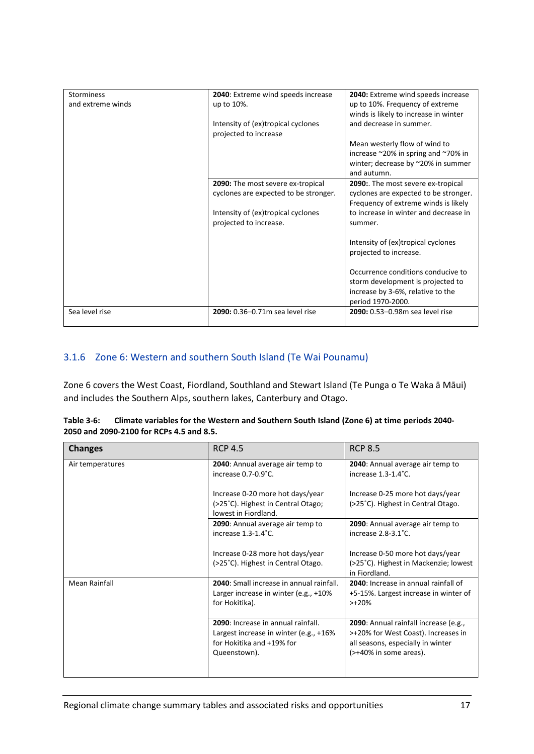| | | |
|---|---|---|
| Storminess and extreme winds | **2040**: Extreme wind speeds increase up to 10%.<br><br>Intensity of (ex)tropical cyclones projected to increase | **2040:** Extreme wind speeds increase up to 10%. Frequency of extreme winds is likely to increase in winter and decrease in summer.<br><br>Mean westerly flow of wind to increase ~20% in spring and ~70% in winter; decrease by ~20% in summer and autumn. |
| | **2090:** The most severe ex-tropical cyclones are expected to be stronger.<br><br>Intensity of (ex)tropical cyclones projected to increase. | **2090:**. The most severe ex-tropical cyclones are expected to be stronger. Frequency of extreme winds is likely to increase in winter and decrease in summer.<br><br>Intensity of (ex)tropical cyclones projected to increase.<br><br>Occurrence conditions conducive to storm development is projected to increase by 3-6%, relative to the period 1970-2000. |
| Sea level rise | **2090:** 0.36–0.71m sea level rise | **2090:** 0.53–0.98m sea level rise |

### 3.1.6 Zone 6: Western and southern South Island (Te Wai Pounamu)

Zone 6 covers the West Coast, Fiordland, Southland and Stewart Island (Te Punga o Te Waka ā Māui) and includes the Southern Alps, southern lakes, Canterbury and Otago.

**Table 3-6: Climate variables for the Western and Southern South Island (Zone 6) at time periods 2040-2050 and 2090-2100 for RCPs 4.5 and 8.5.**

| Changes | RCP 4.5 | RCP 8.5 |
|---|---|---|
| Air temperatures | **2040**: Annual average air temp to increase 0.7-0.9˚C.<br><br>Increase 0-20 more hot days/year (>25˚C). Highest in Central Otago; lowest in Fiordland. | **2040**: Annual average air temp to increase 1.3-1.4˚C.<br><br>Increase 0-25 more hot days/year (>25˚C). Highest in Central Otago. |
| | **2090**: Annual average air temp to increase 1.3-1.4˚C.<br><br>Increase 0-28 more hot days/year (>25˚C). Highest in Central Otago. | **2090**: Annual average air temp to increase 2.8-3.1˚C.<br><br>Increase 0-50 more hot days/year (>25˚C). Highest in Mackenzie; lowest in Fiordland. |
| Mean Rainfall | **2040**: Small increase in annual rainfall. Larger increase in winter (e.g., +10% for Hokitika). | **2040**: Increase in annual rainfall of +5-15%. Largest increase in winter of >+20% |
| | **2090**: Increase in annual rainfall. Largest increase in winter (e.g., +16% for Hokitika and +19% for Queenstown). | **2090**: Annual rainfall increase (e.g., >+20% for West Coast). Increases in all seasons, especially in winter (>+40% in some areas). |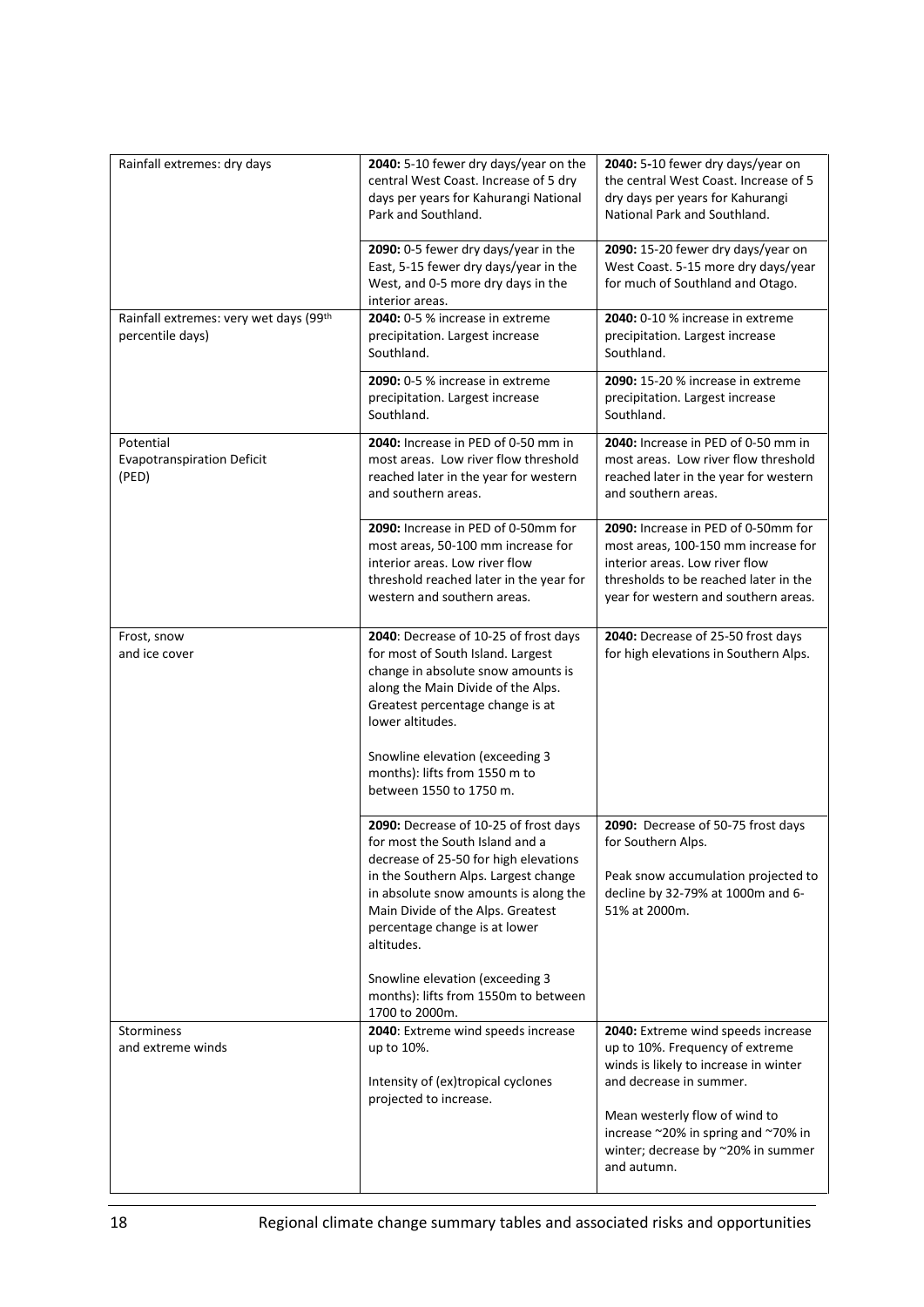| | | |
|---|---|---|
| Rainfall extremes: dry days | **2040:** 5-10 fewer dry days/year on the central West Coast. Increase of 5 dry days per years for Kahurangi National Park and Southland. | **2040:** 5-10 fewer dry days/year on the central West Coast. Increase of 5 dry days per years for Kahurangi National Park and Southland. |
| | **2090:** 0-5 fewer dry days/year in the East, 5-15 fewer dry days/year in the West, and 0-5 more dry days in the interior areas. | **2090:** 15-20 fewer dry days/year on West Coast. 5-15 more dry days/year for much of Southland and Otago. |
| Rainfall extremes: very wet days (99th percentile days) | **2040:** 0-5 % increase in extreme precipitation. Largest increase Southland. | **2040:** 0-10 % increase in extreme precipitation. Largest increase Southland. |
| | **2090:** 0-5 % increase in extreme precipitation. Largest increase Southland. | **2090:** 15-20 % increase in extreme precipitation. Largest increase Southland. |
| Potential Evapotranspiration Deficit (PED) | **2040:** Increase in PED of 0-50 mm in most areas. Low river flow threshold reached later in the year for western and southern areas. | **2040:** Increase in PED of 0-50 mm in most areas. Low river flow threshold reached later in the year for western and southern areas. |
| | **2090:** Increase in PED of 0-50mm for most areas, 50-100 mm increase for interior areas. Low river flow threshold reached later in the year for western and southern areas. | **2090:** Increase in PED of 0-50mm for most areas, 100-150 mm increase for interior areas. Low river flow thresholds to be reached later in the year for western and southern areas. |
| Frost, snow and ice cover | **2040**: Decrease of 10-25 of frost days for most of South Island. Largest change in absolute snow amounts is along the Main Divide of the Alps. Greatest percentage change is at lower altitudes.<br><br>Snowline elevation (exceeding 3 months): lifts from 1550 m to between 1550 to 1750 m. | **2040:** Decrease of 25-50 frost days for high elevations in Southern Alps. |
| | **2090:** Decrease of 10-25 of frost days for most the South Island and a decrease of 25-50 for high elevations in the Southern Alps. Largest change in absolute snow amounts is along the Main Divide of the Alps. Greatest percentage change is at lower altitudes.<br><br>Snowline elevation (exceeding 3 months): lifts from 1550m to between 1700 to 2000m. | **2090:** Decrease of 50-75 frost days for Southern Alps.<br><br>Peak snow accumulation projected to decline by 32-79% at 1000m and 6-51% at 2000m. |
| Storminess and extreme winds | **2040**: Extreme wind speeds increase up to 10%.<br><br>Intensity of (ex)tropical cyclones projected to increase. | **2040:** Extreme wind speeds increase up to 10%. Frequency of extreme winds is likely to increase in winter and decrease in summer.<br><br>Mean westerly flow of wind to increase ~20% in spring and ~70% in winter; decrease by ~20% in summer and autumn. |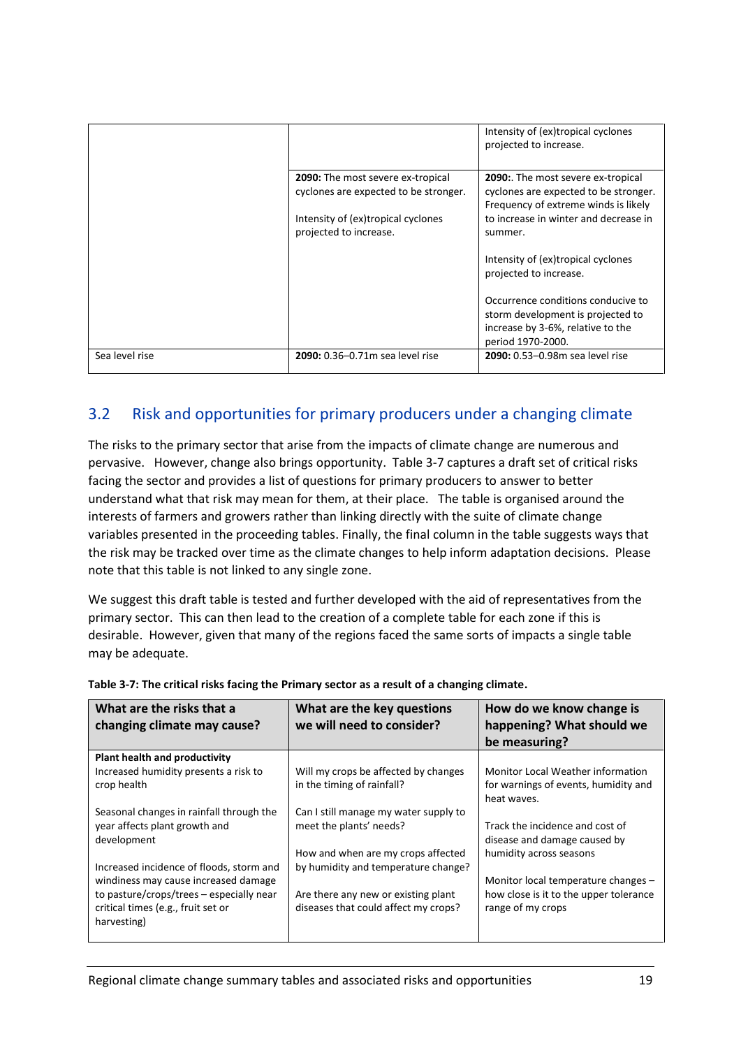| | | |
|---|---|---|
| | | Intensity of (ex)tropical cyclones projected to increase. |
| | **2090:** The most severe ex-tropical cyclones are expected to be stronger.<br><br>Intensity of (ex)tropical cyclones projected to increase. | **2090:**. The most severe ex-tropical cyclones are expected to be stronger. Frequency of extreme winds is likely to increase in winter and decrease in summer.<br><br>Intensity of (ex)tropical cyclones projected to increase.<br><br>Occurrence conditions conducive to storm development is projected to increase by 3-6%, relative to the period 1970-2000. |
| Sea level rise | **2090:** 0.36–0.71m sea level rise | **2090:** 0.53–0.98m sea level rise |

## 3.2 Risk and opportunities for primary producers under a changing climate

The risks to the primary sector that arise from the impacts of climate change are numerous and pervasive. However, change also brings opportunity. Table 3-7 captures a draft set of critical risks facing the sector and provides a list of questions for primary producers to answer to better understand what that risk may mean for them, at their place. The table is organised around the interests of farmers and growers rather than linking directly with the suite of climate change variables presented in the proceeding tables. Finally, the final column in the table suggests ways that the risk may be tracked over time as the climate changes to help inform adaptation decisions. Please note that this table is not linked to any single zone.

We suggest this draft table is tested and further developed with the aid of representatives from the primary sector. This can then lead to the creation of a complete table for each zone if this is desirable. However, given that many of the regions faced the same sorts of impacts a single table may be adequate.

**Table 3-7: The critical risks facing the Primary sector as a result of a changing climate.**

| What are the risks that a changing climate may cause? | What are the key questions we will need to consider? | How do we know change is happening? What should we be measuring? |
|---|---|---|
| **Plant health and productivity**<br>Increased humidity presents a risk to crop health<br><br>Seasonal changes in rainfall through the year affects plant growth and development<br><br>Increased incidence of floods, storm and windiness may cause increased damage to pasture/crops/trees – especially near critical times (e.g., fruit set or harvesting) | Will my crops be affected by changes in the timing of rainfall?<br><br>Can I still manage my water supply to meet the plants' needs?<br><br>How and when are my crops affected by humidity and temperature change?<br><br>Are there any new or existing plant diseases that could affect my crops? | Monitor Local Weather information for warnings of events, humidity and heat waves.<br><br>Track the incidence and cost of disease and damage caused by humidity across seasons<br><br>Monitor local temperature changes – how close is it to the upper tolerance range of my crops |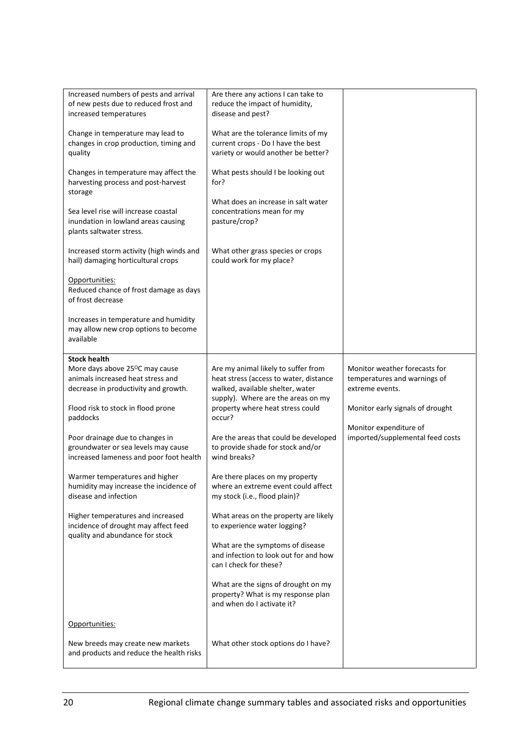| | | |
|---|---|---|
| Increased numbers of pests and arrival of new pests due to reduced frost and increased temperatures<br><br>Change in temperature may lead to changes in crop production, timing and quality<br><br>Changes in temperature may affect the harvesting process and post-harvest storage<br><br>Sea level rise will increase coastal inundation in lowland areas causing plants saltwater stress.<br><br>Increased storm activity (high winds and hail) damaging horticultural crops<br><br>Opportunities:<br>Reduced chance of frost damage as days of frost decrease<br><br>Increases in temperature and humidity may allow new crop options to become available | Are there any actions I can take to reduce the impact of humidity, disease and pest?<br><br>What are the tolerance limits of my current crops - Do I have the best variety or would another be better?<br><br>What pests should I be looking out for?<br><br>What does an increase in salt water concentrations mean for my pasture/crop?<br><br>What other grass species or crops could work for my place? | |
| **Stock health**<br>More days above 25$^{o}$C may cause animals increased heat stress and decrease in productivity and growth.<br><br>Flood risk to stock in flood prone paddocks<br><br>Poor drainage due to changes in groundwater or sea levels may cause increased lameness and poor foot health<br><br>Warmer temperatures and higher humidity may increase the incidence of disease and infection<br><br>Higher temperatures and increased incidence of drought may affect feed quality and abundance for stock<br><br>Opportunities:<br><br>New breeds may create new markets and products and reduce the health risks | Are my animal likely to suffer from heat stress (access to water, distance walked, available shelter, water supply). Where are the areas on my property where heat stress could occur?<br><br>Are the areas that could be developed to provide shade for stock and/or wind breaks?<br><br>Are there places on my property where an extreme event could affect my stock (i.e., flood plain)?<br><br>What areas on the property are likely to experience water logging?<br><br>What are the symptoms of disease and infection to look out for and how can I check for these?<br><br>What are the signs of drought on my property? What is my response plan and when do I activate it?<br><br>What other stock options do I have? | Monitor weather forecasts for temperatures and warnings of extreme events.<br><br>Monitor early signals of drought<br><br>Monitor expenditure of imported/supplemental feed costs |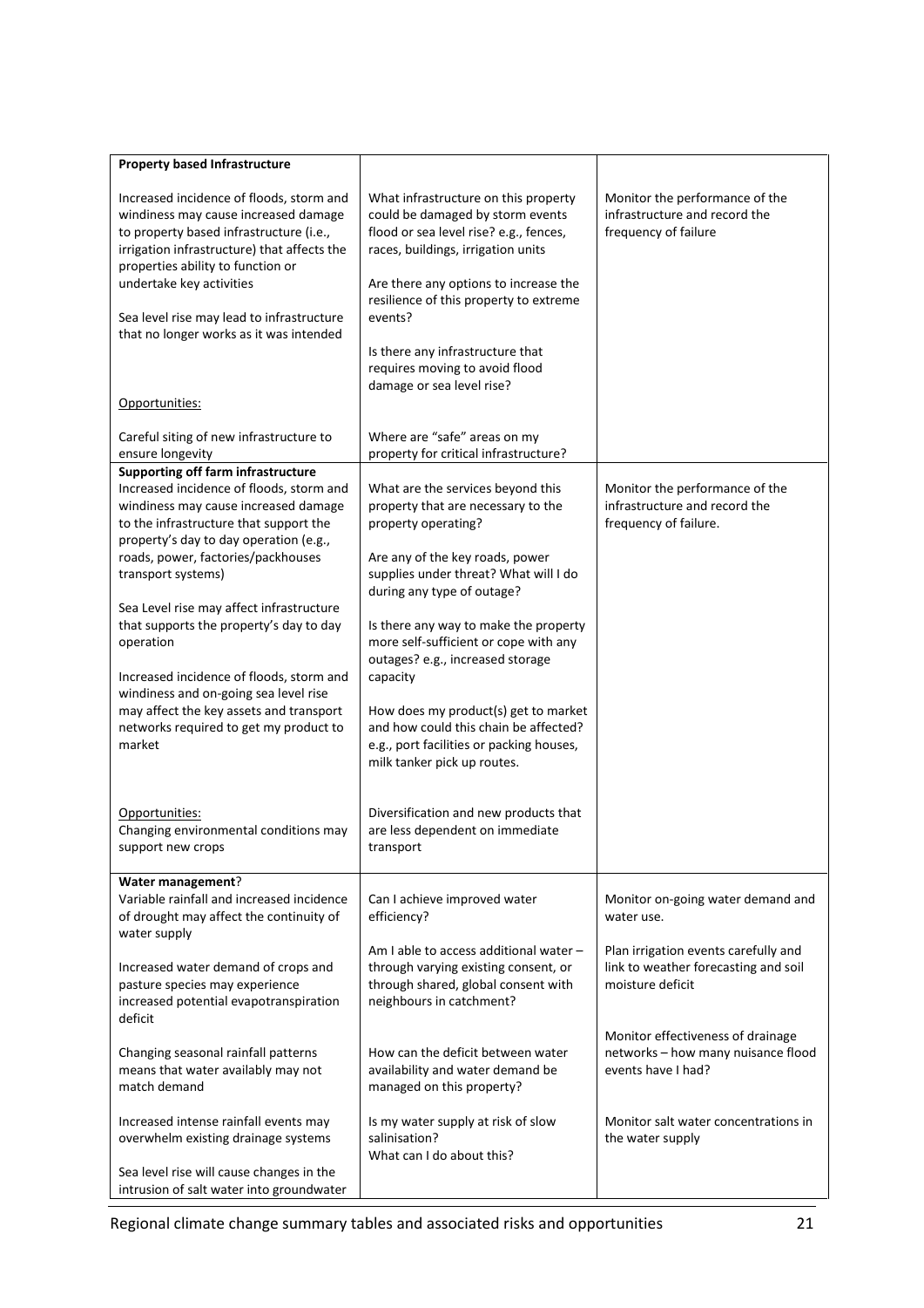| | | |
|---|---|---|
| **Property based Infrastructure**<br><br>Increased incidence of floods, storm and windiness may cause increased damage to property based infrastructure (i.e., irrigation infrastructure) that affects the properties ability to function or undertake key activities<br><br>Sea level rise may lead to infrastructure that no longer works as it was intended<br><br>Opportunities:<br><br>Careful siting of new infrastructure to ensure longevity | What infrastructure on this property could be damaged by storm events flood or sea level rise? e.g., fences, races, buildings, irrigation units<br><br>Are there any options to increase the resilience of this property to extreme events?<br><br>Is there any infrastructure that requires moving to avoid flood damage or sea level rise?<br><br>Where are "safe" areas on my property for critical infrastructure? | Monitor the performance of the infrastructure and record the frequency of failure |
| **Supporting off farm infrastructure**<br>Increased incidence of floods, storm and windiness may cause increased damage to the infrastructure that support the property's day to day operation (e.g., roads, power, factories/packhouses transport systems)<br><br>Sea Level rise may affect infrastructure that supports the property's day to day operation<br><br>Increased incidence of floods, storm and windiness and on-going sea level rise may affect the key assets and transport networks required to get my product to market<br><br>Opportunities:<br>Changing environmental conditions may support new crops | What are the services beyond this property that are necessary to the property operating?<br><br>Are any of the key roads, power supplies under threat? What will I do during any type of outage?<br><br>Is there any way to make the property more self-sufficient or cope with any outages? e.g., increased storage capacity<br><br>How does my product(s) get to market and how could this chain be affected? e.g., port facilities or packing houses, milk tanker pick up routes.<br><br>Diversification and new products that are less dependent on immediate transport | Monitor the performance of the infrastructure and record the frequency of failure. |
| **Water management**?<br>Variable rainfall and increased incidence of drought may affect the continuity of water supply<br><br>Increased water demand of crops and pasture species may experience increased potential evapotranspiration deficit<br><br>Changing seasonal rainfall patterns means that water availably may not match demand<br><br>Increased intense rainfall events may overwhelm existing drainage systems<br><br>Sea level rise will cause changes in the intrusion of salt water into groundwater | Can I achieve improved water efficiency?<br><br>Am I able to access additional water – through varying existing consent, or through shared, global consent with neighbours in catchment?<br><br>How can the deficit between water availability and water demand be managed on this property?<br><br>Is my water supply at risk of slow salinisation?<br>What can I do about this? | Monitor on-going water demand and water use.<br><br>Plan irrigation events carefully and link to weather forecasting and soil moisture deficit<br><br>Monitor effectiveness of drainage networks – how many nuisance flood events have I had?<br><br>Monitor salt water concentrations in the water supply |

Regional climate change summary tables and associated risks and opportunities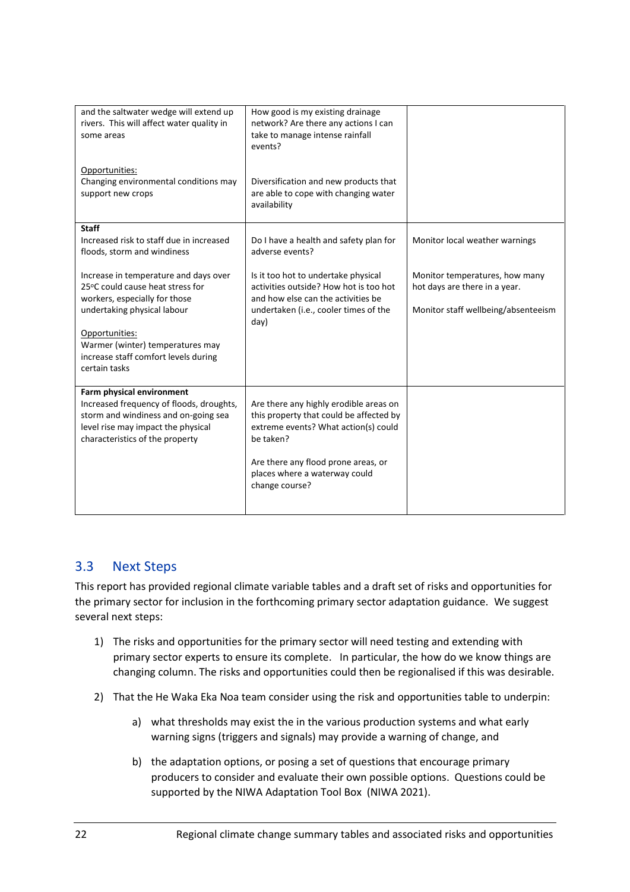| | | |
|---|---|---|
| and the saltwater wedge will extend up rivers. This will affect water quality in some areas<br><br>Opportunities:<br>Changing environmental conditions may support new crops | How good is my existing drainage network? Are there any actions I can take to manage intense rainfall events?<br><br>Diversification and new products that are able to cope with changing water availability | |
| **Staff**<br>Increased risk to staff due in increased floods, storm and windiness<br><br>Increase in temperature and days over 25°C could cause heat stress for workers, especially for those undertaking physical labour<br><br>Opportunities:<br>Warmer (winter) temperatures may increase staff comfort levels during certain tasks | Do I have a health and safety plan for adverse events?<br><br>Is it too hot to undertake physical activities outside? How hot is too hot and how else can the activities be undertaken (i.e., cooler times of the day) | Monitor local weather warnings<br><br>Monitor temperatures, how many hot days are there in a year.<br><br>Monitor staff wellbeing/absenteeism |
| **Farm physical environment**<br>Increased frequency of floods, droughts, storm and windiness and on-going sea level rise may impact the physical characteristics of the property | Are there any highly erodible areas on this property that could be affected by extreme events? What action(s) could be taken?<br><br>Are there any flood prone areas, or places where a waterway could change course? | |

## 3.3 Next Steps

This report has provided regional climate variable tables and a draft set of risks and opportunities for the primary sector for inclusion in the forthcoming primary sector adaptation guidance. We suggest several next steps:

1) The risks and opportunities for the primary sector will need testing and extending with primary sector experts to ensure its complete. In particular, the how do we know things are changing column. The risks and opportunities could then be regionalised if this was desirable.

2) That the He Waka Eka Noa team consider using the risk and opportunities table to underpin:

    a) what thresholds may exist the in the various production systems and what early warning signs (triggers and signals) may provide a warning of change, and

    b) the adaptation options, or posing a set of questions that encourage primary producers to consider and evaluate their own possible options. Questions could be supported by the NIWA Adaptation Tool Box (NIWA 2021).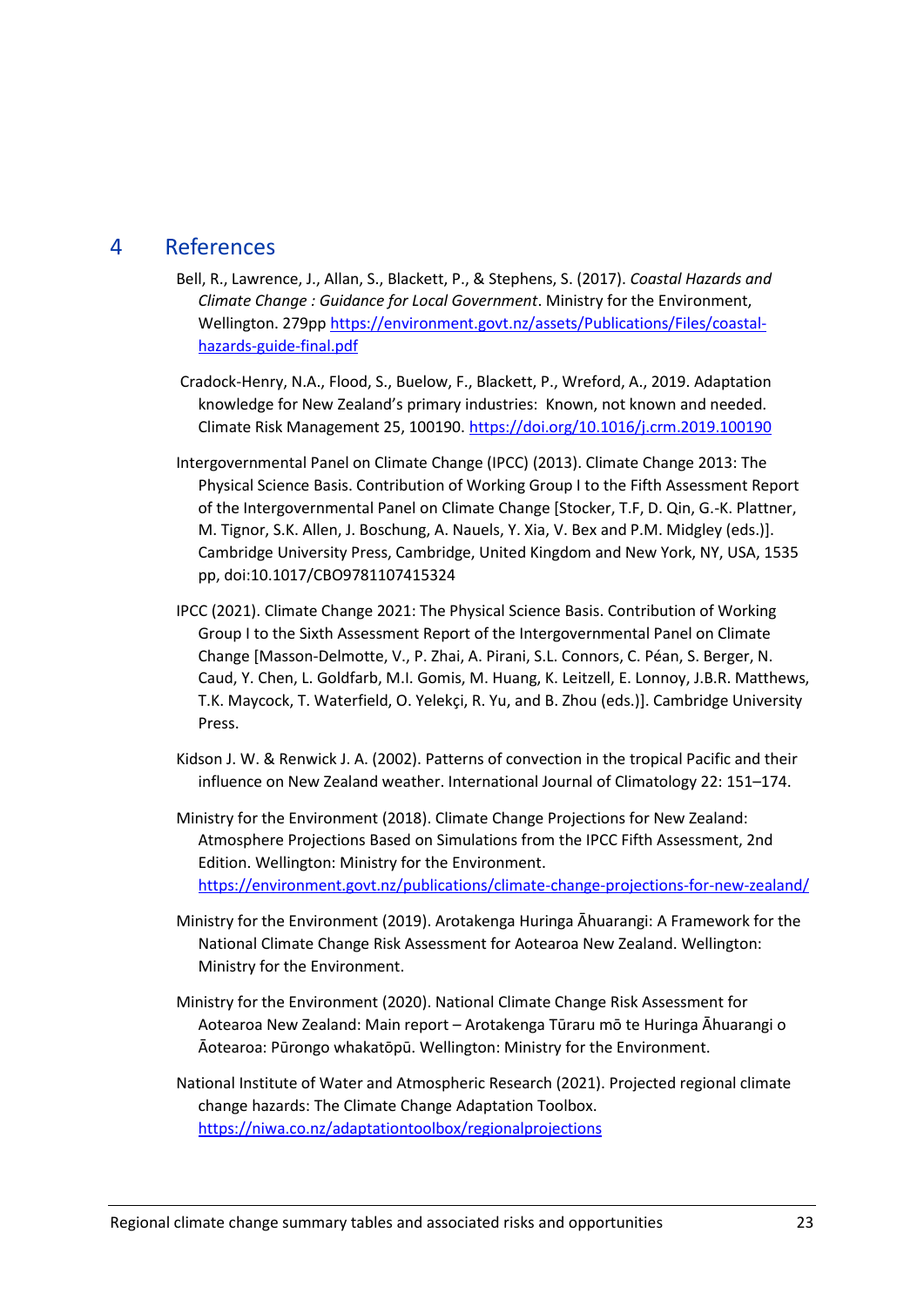# 4 References

Bell, R., Lawrence, J., Allan, S., Blackett, P., & Stephens, S. (2017). *Coastal Hazards and Climate Change : Guidance for Local Government*. Ministry for the Environment, Wellington. 279pp https://environment.govt.nz/assets/Publications/Files/coastal-hazards-guide-final.pdf

Cradock-Henry, N.A., Flood, S., Buelow, F., Blackett, P., Wreford, A., 2019. Adaptation knowledge for New Zealand's primary industries: Known, not known and needed. Climate Risk Management 25, 100190. https://doi.org/10.1016/j.crm.2019.100190

Intergovernmental Panel on Climate Change (IPCC) (2013). Climate Change 2013: The Physical Science Basis. Contribution of Working Group I to the Fifth Assessment Report of the Intergovernmental Panel on Climate Change [Stocker, T.F, D. Qin, G.-K. Plattner, M. Tignor, S.K. Allen, J. Boschung, A. Nauels, Y. Xia, V. Bex and P.M. Midgley (eds.)]. Cambridge University Press, Cambridge, United Kingdom and New York, NY, USA, 1535 pp, doi:10.1017/CBO9781107415324

IPCC (2021). Climate Change 2021: The Physical Science Basis. Contribution of Working Group I to the Sixth Assessment Report of the Intergovernmental Panel on Climate Change [Masson-Delmotte, V., P. Zhai, A. Pirani, S.L. Connors, C. Péan, S. Berger, N. Caud, Y. Chen, L. Goldfarb, M.I. Gomis, M. Huang, K. Leitzell, E. Lonnoy, J.B.R. Matthews, T.K. Maycock, T. Waterfield, O. Yelekçi, R. Yu, and B. Zhou (eds.)]. Cambridge University Press.

Kidson J. W. & Renwick J. A. (2002). Patterns of convection in the tropical Pacific and their influence on New Zealand weather. International Journal of Climatology 22: 151–174.

Ministry for the Environment (2018). Climate Change Projections for New Zealand: Atmosphere Projections Based on Simulations from the IPCC Fifth Assessment, 2nd Edition. Wellington: Ministry for the Environment. https://environment.govt.nz/publications/climate-change-projections-for-new-zealand/

Ministry for the Environment (2019). Arotakenga Huringa Āhuarangi: A Framework for the National Climate Change Risk Assessment for Aotearoa New Zealand. Wellington: Ministry for the Environment.

Ministry for the Environment (2020). National Climate Change Risk Assessment for Aotearoa New Zealand: Main report – Arotakenga Tūraru mō te Huringa Āhuarangi o Āotearoa: Pūrongo whakatōpū. Wellington: Ministry for the Environment.

National Institute of Water and Atmospheric Research (2021). Projected regional climate change hazards: The Climate Change Adaptation Toolbox. https://niwa.co.nz/adaptationtoolbox/regionalprojections